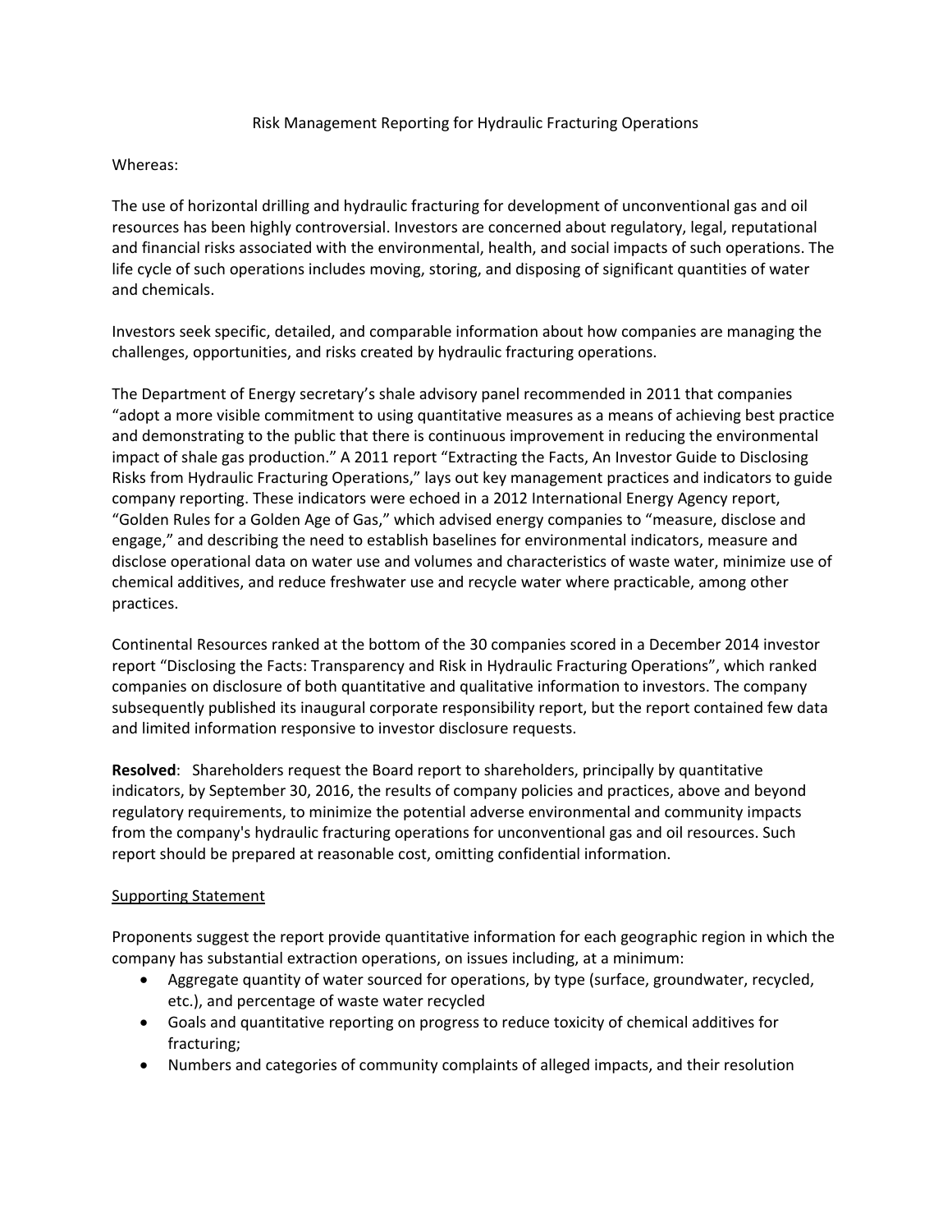# Risk Management Reporting for Hydraulic Fracturing Operations

Whereas:

The use of horizontal drilling and hydraulic fracturing for development of unconventional gas and oil resources has been highly controversial. Investors are concerned about regulatory, legal, reputational and financial risks associated with the environmental, health, and social impacts of such operations. The life cycle of such operations includes moving, storing, and disposing of significant quantities of water and chemicals.

Investors seek specific, detailed, and comparable information about how companies are managing the challenges, opportunities, and risks created by hydraulic fracturing operations.

The Department of Energy secretary's shale advisory panel recommended in 2011 that companies "adopt a more visible commitment to using quantitative measures as a means of achieving best practice and demonstrating to the public that there is continuous improvement in reducing the environmental impact of shale gas production." A 2011 report "Extracting the Facts, An Investor Guide to Disclosing Risks from Hydraulic Fracturing Operations," lays out key management practices and indicators to guide company reporting. These indicators were echoed in a 2012 International Energy Agency report, "Golden Rules for a Golden Age of Gas," which advised energy companies to "measure, disclose and engage," and describing the need to establish baselines for environmental indicators, measure and disclose operational data on water use and volumes and characteristics of waste water, minimize use of chemical additives, and reduce freshwater use and recycle water where practicable, among other practices.

Continental Resources ranked at the bottom of the 30 companies scored in a December 2014 investor report "Disclosing the Facts: Transparency and Risk in Hydraulic Fracturing Operations", which ranked companies on disclosure of both quantitative and qualitative information to investors. The company subsequently published its inaugural corporate responsibility report, but the report contained few data and limited information responsive to investor disclosure requests.

**Resolved**: Shareholders request the Board report to shareholders, principally by quantitative indicators, by September 30, 2016, the results of company policies and practices, above and beyond regulatory requirements, to minimize the potential adverse environmental and community impacts from the company's hydraulic fracturing operations for unconventional gas and oil resources. Such report should be prepared at reasonable cost, omitting confidential information.

<u>Supporting Statement</u>

Proponents suggest the report provide quantitative information for each geographic region in which the company has substantial extraction operations, on issues including, at a minimum:

- Aggregate quantity of water sourced for operations, by type (surface, groundwater, recycled, etc.), and percentage of waste water recycled
- Goals and quantitative reporting on progress to reduce toxicity of chemical additives for fracturing;
- Numbers and categories of community complaints of alleged impacts, and their resolution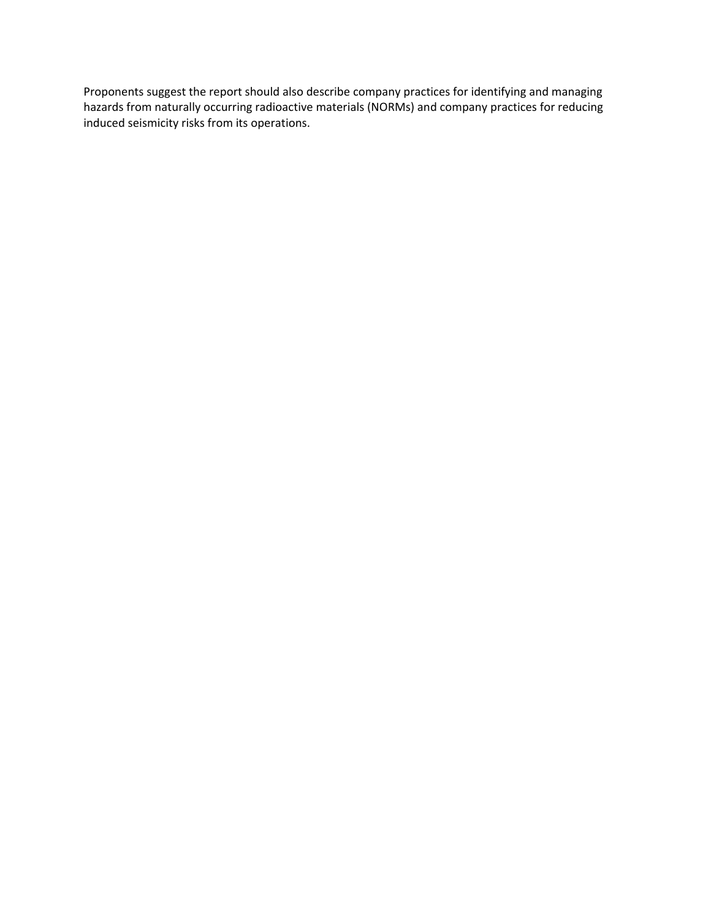Proponents suggest the report should also describe company practices for identifying and managing hazards from naturally occurring radioactive materials (NORMs) and company practices for reducing induced seismicity risks from its operations.